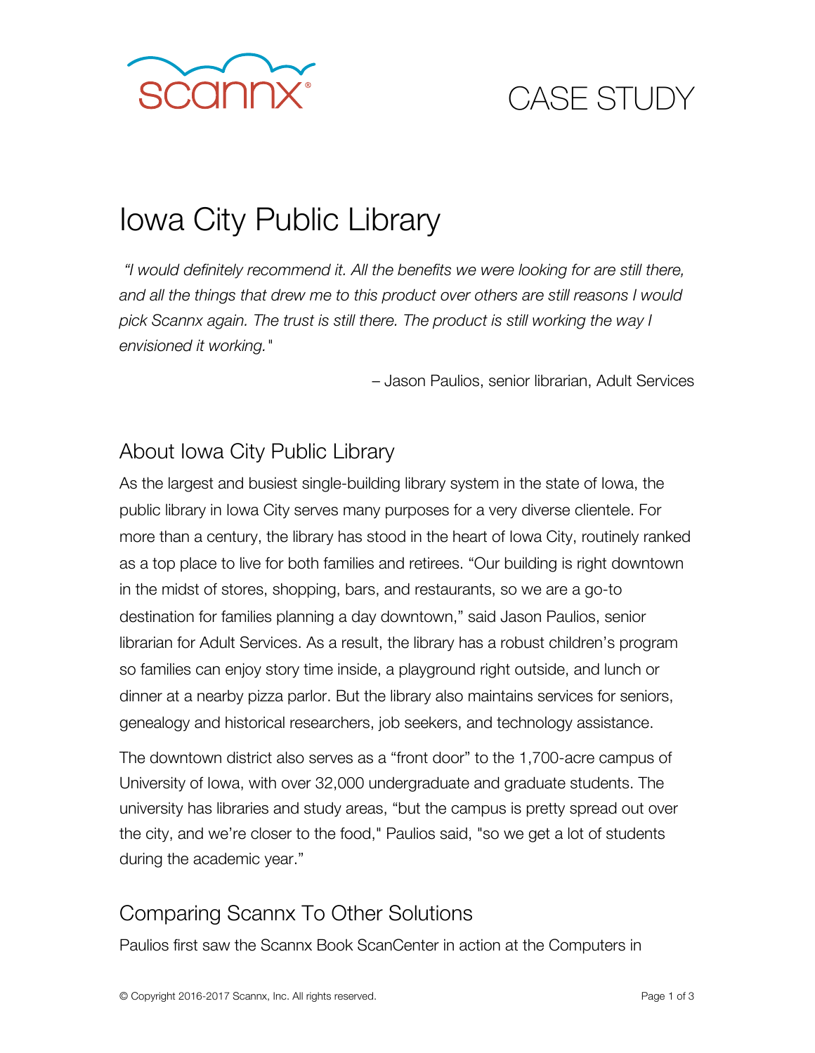scannx

CASE STUDY

# Iowa City Public Library

*"I would definitely recommend it. All the benefits we were looking for are still there, and all the things that drew me to this product over others are still reasons I would pick Scannx again. The trust is still there. The product is still working the way I envisioned it working."*

– Jason Paulios, senior librarian, Adult Services

## About Iowa City Public Library

As the largest and busiest single-building library system in the state of Iowa, the public library in Iowa City serves many purposes for a very diverse clientele. For more than a century, the library has stood in the heart of Iowa City, routinely ranked as a top place to live for both families and retirees. "Our building is right downtown in the midst of stores, shopping, bars, and restaurants, so we are a go-to destination for families planning a day downtown," said Jason Paulios, senior librarian for Adult Services. As a result, the library has a robust children's program so families can enjoy story time inside, a playground right outside, and lunch or dinner at a nearby pizza parlor. But the library also maintains services for seniors, genealogy and historical researchers, job seekers, and technology assistance.

The downtown district also serves as a "front door" to the 1,700-acre campus of University of Iowa, with over 32,000 undergraduate and graduate students. The university has libraries and study areas, "but the campus is pretty spread out over the city, and we're closer to the food," Paulios said, "so we get a lot of students during the academic year."

## Comparing Scannx To Other Solutions

Paulios first saw the Scannx Book ScanCenter in action at the Computers in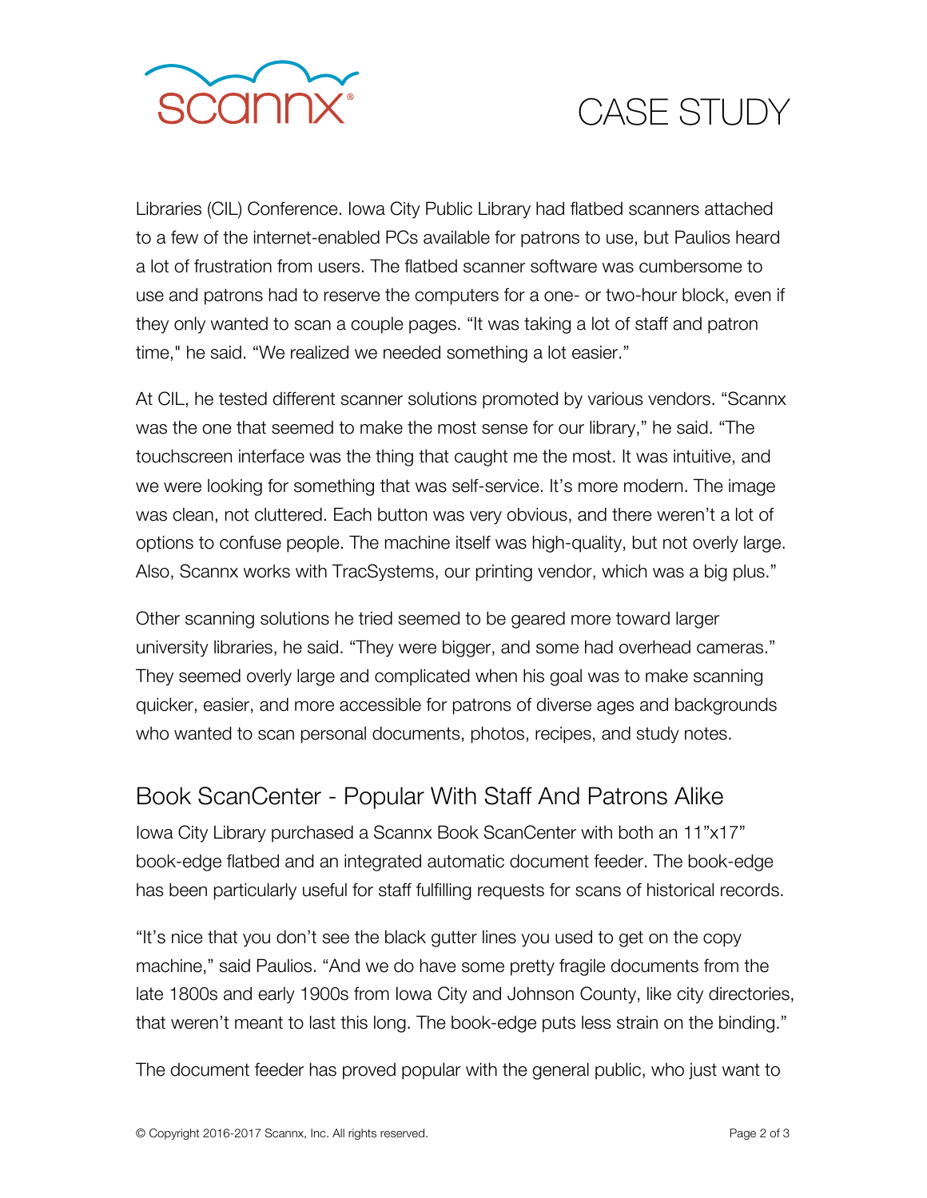Libraries (CIL) Conference. Iowa City Public Library had flatbed scanners attached to a few of the internet-enabled PCs available for patrons to use, but Paulios heard a lot of frustration from users. The flatbed scanner software was cumbersome to use and patrons had to reserve the computers for a one- or two-hour block, even if they only wanted to scan a couple pages. “It was taking a lot of staff and patron time," he said. “We realized we needed something a lot easier.”

At CIL, he tested different scanner solutions promoted by various vendors. “Scannx was the one that seemed to make the most sense for our library,” he said. “The touchscreen interface was the thing that caught me the most. It was intuitive, and we were looking for something that was self-service. It’s more modern. The image was clean, not cluttered. Each button was very obvious, and there weren’t a lot of options to confuse people. The machine itself was high-quality, but not overly large. Also, Scannx works with TracSystems, our printing vendor, which was a big plus.”

Other scanning solutions he tried seemed to be geared more toward larger university libraries, he said. “They were bigger, and some had overhead cameras.” They seemed overly large and complicated when his goal was to make scanning quicker, easier, and more accessible for patrons of diverse ages and backgrounds who wanted to scan personal documents, photos, recipes, and study notes.

## Book ScanCenter - Popular With Staff And Patrons Alike

Iowa City Library purchased a Scannx Book ScanCenter with both an 11”x17” book-edge flatbed and an integrated automatic document feeder. The book-edge has been particularly useful for staff fulfilling requests for scans of historical records.

“It’s nice that you don’t see the black gutter lines you used to get on the copy machine,” said Paulios. “And we do have some pretty fragile documents from the late 1800s and early 1900s from Iowa City and Johnson County, like city directories, that weren’t meant to last this long. The book-edge puts less strain on the binding.”

The document feeder has proved popular with the general public, who just want to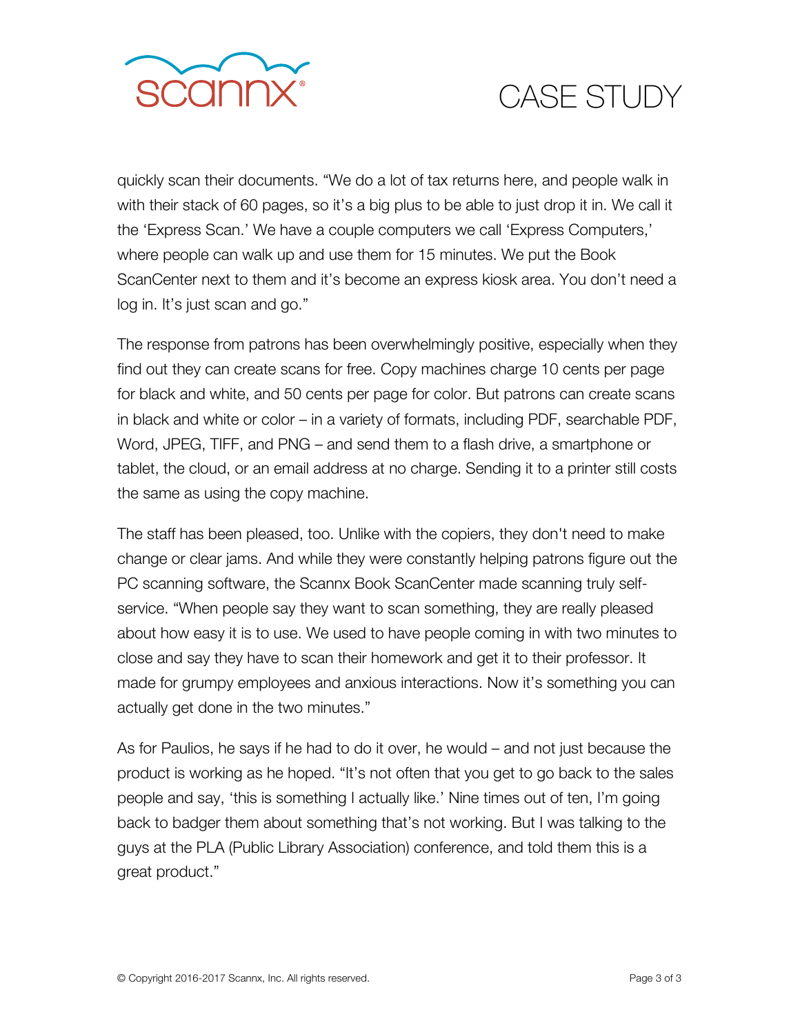quickly scan their documents. “We do a lot of tax returns here, and people walk in with their stack of 60 pages, so it’s a big plus to be able to just drop it in. We call it the ‘Express Scan.’ We have a couple computers we call ‘Express Computers,’ where people can walk up and use them for 15 minutes. We put the Book ScanCenter next to them and it’s become an express kiosk area. You don’t need a log in. It’s just scan and go.”

The response from patrons has been overwhelmingly positive, especially when they find out they can create scans for free. Copy machines charge 10 cents per page for black and white, and 50 cents per page for color. But patrons can create scans in black and white or color – in a variety of formats, including PDF, searchable PDF, Word, JPEG, TIFF, and PNG – and send them to a flash drive, a smartphone or tablet, the cloud, or an email address at no charge. Sending it to a printer still costs the same as using the copy machine.

The staff has been pleased, too. Unlike with the copiers, they don't need to make change or clear jams. And while they were constantly helping patrons figure out the PC scanning software, the Scannx Book ScanCenter made scanning truly self-service. “When people say they want to scan something, they are really pleased about how easy it is to use. We used to have people coming in with two minutes to close and say they have to scan their homework and get it to their professor. It made for grumpy employees and anxious interactions. Now it’s something you can actually get done in the two minutes.”

As for Paulios, he says if he had to do it over, he would – and not just because the product is working as he hoped. “It’s not often that you get to go back to the sales people and say, ‘this is something I actually like.’ Nine times out of ten, I’m going back to badger them about something that’s not working. But I was talking to the guys at the PLA (Public Library Association) conference, and told them this is a great product.”